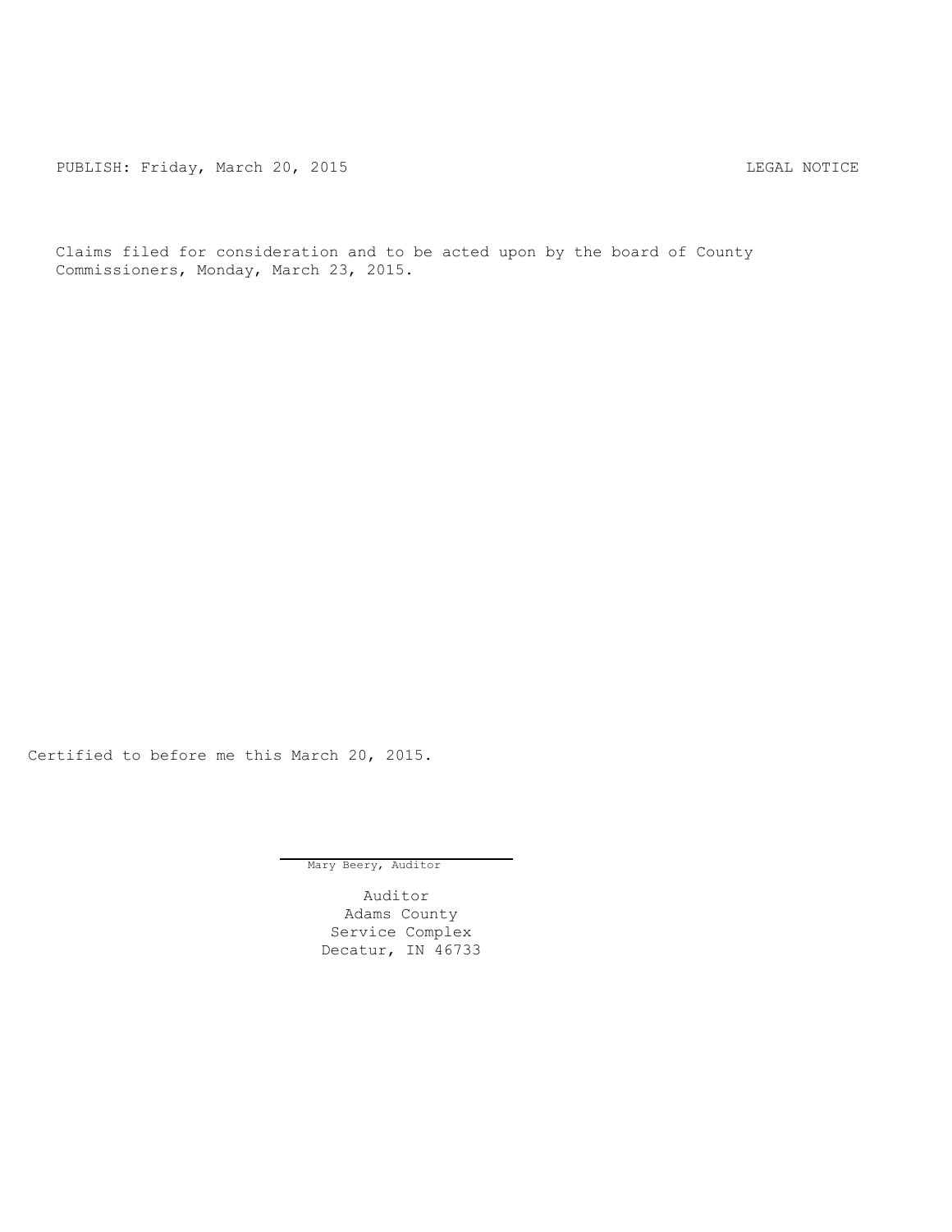PUBLISH: Friday, March 20, 2015 LEGAL NOTICE

Claims filed for consideration and to be acted upon by the board of County Commissioners, Monday, March 23, 2015.

Certified to before me this March 20, 2015.

Mary Beery, Auditor

Auditor
Adams County
Service Complex
Decatur, IN 46733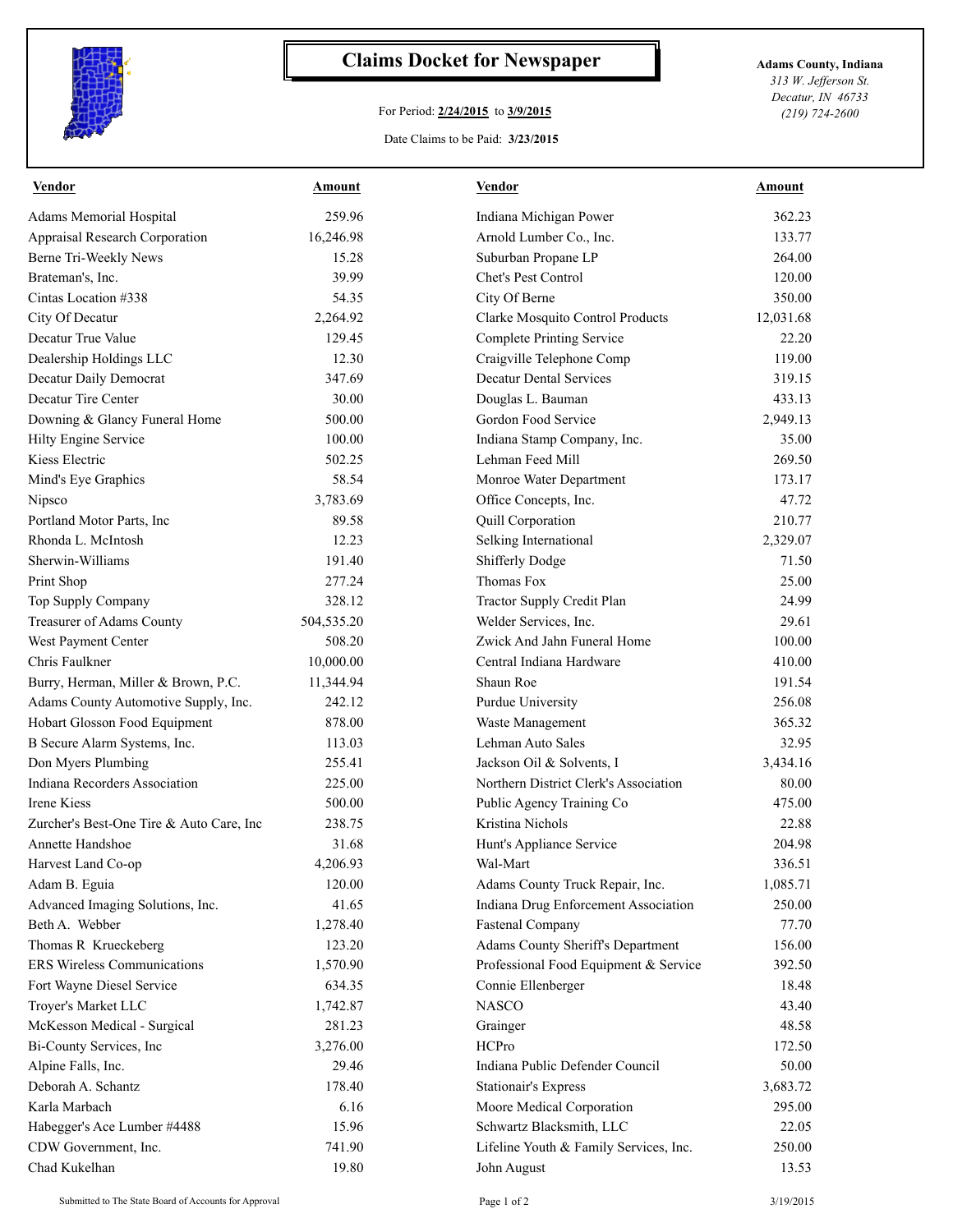# Claims Docket for Newspaper

For Period: **2/24/2015** to **3/9/2015**

Date Claims to be Paid: **3/23/2015**

**Adams County, Indiana**
*313 W. Jefferson St.*
*Decatur, IN 46733*
*(219) 724-2600*

| Vendor | Amount | Vendor | Amount |
|---|---|---|---|
| Adams Memorial Hospital | 259.96 | Indiana Michigan Power | 362.23 |
| Appraisal Research Corporation | 16,246.98 | Arnold Lumber Co., Inc. | 133.77 |
| Berne Tri-Weekly News | 15.28 | Suburban Propane LP | 264.00 |
| Brateman's, Inc. | 39.99 | Chet's Pest Control | 120.00 |
| Cintas Location #338 | 54.35 | City Of Berne | 350.00 |
| City Of Decatur | 2,264.92 | Clarke Mosquito Control Products | 12,031.68 |
| Decatur True Value | 129.45 | Complete Printing Service | 22.20 |
| Dealership Holdings LLC | 12.30 | Craigville Telephone Comp | 119.00 |
| Decatur Daily Democrat | 347.69 | Decatur Dental Services | 319.15 |
| Decatur Tire Center | 30.00 | Douglas L. Bauman | 433.13 |
| Downing & Glancy Funeral Home | 500.00 | Gordon Food Service | 2,949.13 |
| Hilty Engine Service | 100.00 | Indiana Stamp Company, Inc. | 35.00 |
| Kiess Electric | 502.25 | Lehman Feed Mill | 269.50 |
| Mind's Eye Graphics | 58.54 | Monroe Water Department | 173.17 |
| Nipsco | 3,783.69 | Office Concepts, Inc. | 47.72 |
| Portland Motor Parts, Inc | 89.58 | Quill Corporation | 210.77 |
| Rhonda L. McIntosh | 12.23 | Selking International | 2,329.07 |
| Sherwin-Williams | 191.40 | Shifferly Dodge | 71.50 |
| Print Shop | 277.24 | Thomas Fox | 25.00 |
| Top Supply Company | 328.12 | Tractor Supply Credit Plan | 24.99 |
| Treasurer of Adams County | 504,535.20 | Welder Services, Inc. | 29.61 |
| West Payment Center | 508.20 | Zwick And Jahn Funeral Home | 100.00 |
| Chris Faulkner | 10,000.00 | Central Indiana Hardware | 410.00 |
| Burry, Herman, Miller & Brown, P.C. | 11,344.94 | Shaun Roe | 191.54 |
| Adams County Automotive Supply, Inc. | 242.12 | Purdue University | 256.08 |
| Hobart Glosson Food Equipment | 878.00 | Waste Management | 365.32 |
| B Secure Alarm Systems, Inc. | 113.03 | Lehman Auto Sales | 32.95 |
| Don Myers Plumbing | 255.41 | Jackson Oil & Solvents, I | 3,434.16 |
| Indiana Recorders Association | 225.00 | Northern District Clerk's Association | 80.00 |
| Irene Kiess | 500.00 | Public Agency Training Co | 475.00 |
| Zurcher's Best-One Tire & Auto Care, Inc | 238.75 | Kristina Nichols | 22.88 |
| Annette Handshoe | 31.68 | Hunt's Appliance Service | 204.98 |
| Harvest Land Co-op | 4,206.93 | Wal-Mart | 336.51 |
| Adam B. Eguia | 120.00 | Adams County Truck Repair, Inc. | 1,085.71 |
| Advanced Imaging Solutions, Inc. | 41.65 | Indiana Drug Enforcement Association | 250.00 |
| Beth A. Webber | 1,278.40 | Fastenal Company | 77.70 |
| Thomas R Krueckeberg | 123.20 | Adams County Sheriff's Department | 156.00 |
| ERS Wireless Communications | 1,570.90 | Professional Food Equipment & Service | 392.50 |
| Fort Wayne Diesel Service | 634.35 | Connie Ellenberger | 18.48 |
| Troyer's Market LLC | 1,742.87 | NASCO | 43.40 |
| McKesson Medical - Surgical | 281.23 | Grainger | 48.58 |
| Bi-County Services, Inc | 3,276.00 | HCPro | 172.50 |
| Alpine Falls, Inc. | 29.46 | Indiana Public Defender Council | 50.00 |
| Deborah A. Schantz | 178.40 | Stationair's Express | 3,683.72 |
| Karla Marbach | 6.16 | Moore Medical Corporation | 295.00 |
| Habegger's Ace Lumber #4488 | 15.96 | Schwartz Blacksmith, LLC | 22.05 |
| CDW Government, Inc. | 741.90 | Lifeline Youth & Family Services, Inc. | 250.00 |
| Chad Kukelhan | 19.80 | John August | 13.53 |

Submitted to The State Board of Accounts for Approval — 3/19/2015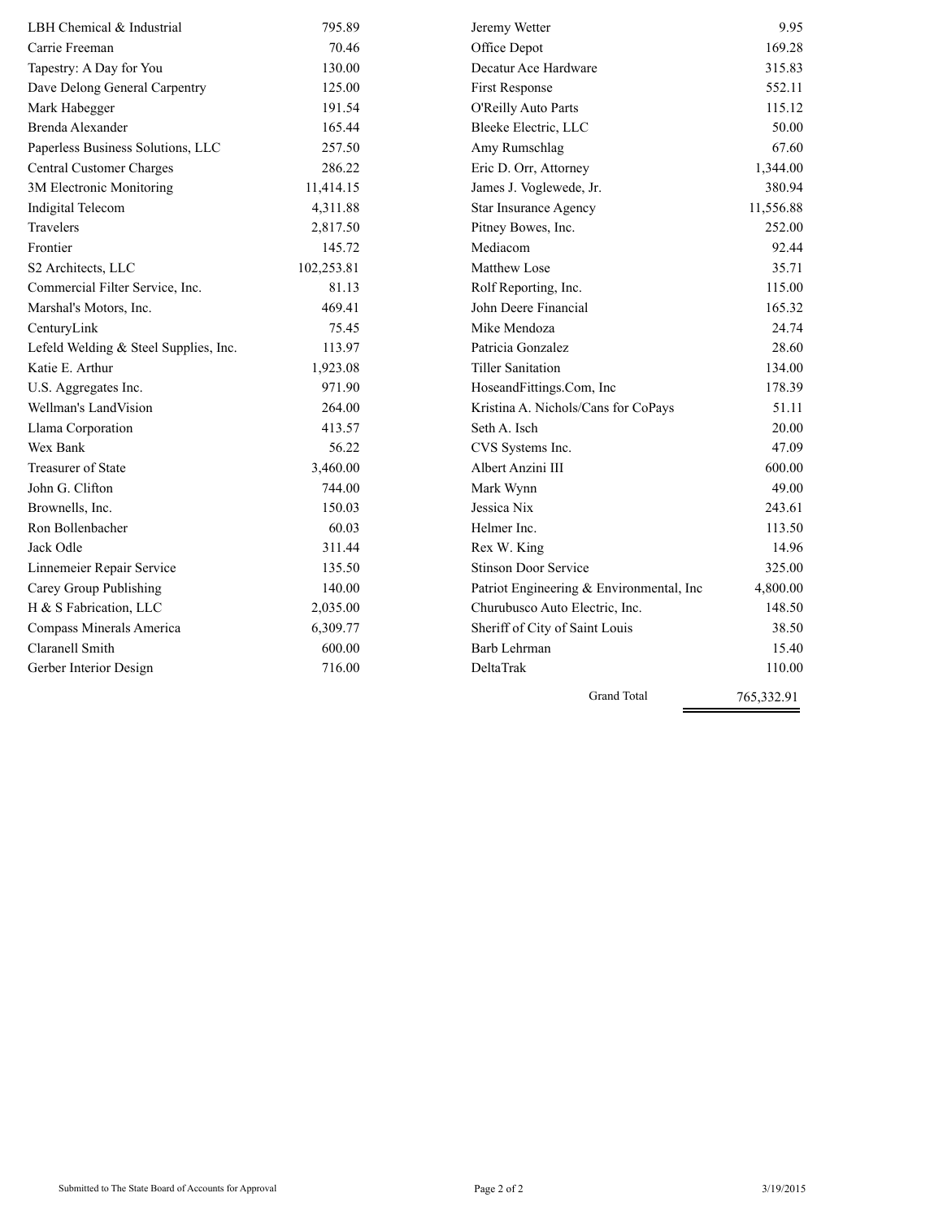| | |
|---|---|
| LBH Chemical & Industrial | 795.89 |
| Carrie Freeman | 70.46 |
| Tapestry: A Day for You | 130.00 |
| Dave Delong General Carpentry | 125.00 |
| Mark Habegger | 191.54 |
| Brenda Alexander | 165.44 |
| Paperless Business Solutions, LLC | 257.50 |
| Central Customer Charges | 286.22 |
| 3M Electronic Monitoring | 11,414.15 |
| Indigital Telecom | 4,311.88 |
| Travelers | 2,817.50 |
| Frontier | 145.72 |
| S2 Architects, LLC | 102,253.81 |
| Commercial Filter Service, Inc. | 81.13 |
| Marshal's Motors, Inc. | 469.41 |
| CenturyLink | 75.45 |
| Lefeld Welding & Steel Supplies, Inc. | 113.97 |
| Katie E. Arthur | 1,923.08 |
| U.S. Aggregates Inc. | 971.90 |
| Wellman's LandVision | 264.00 |
| Llama Corporation | 413.57 |
| Wex Bank | 56.22 |
| Treasurer of State | 3,460.00 |
| John G. Clifton | 744.00 |
| Brownells, Inc. | 150.03 |
| Ron Bollenbacher | 60.03 |
| Jack Odle | 311.44 |
| Linnemeier Repair Service | 135.50 |
| Carey Group Publishing | 140.00 |
| H & S Fabrication, LLC | 2,035.00 |
| Compass Minerals America | 6,309.77 |
| Claranell Smith | 600.00 |
| Gerber Interior Design | 716.00 |
| Jeremy Wetter | 9.95 |
| Office Depot | 169.28 |
| Decatur Ace Hardware | 315.83 |
| First Response | 552.11 |
| O'Reilly Auto Parts | 115.12 |
| Bleeke Electric, LLC | 50.00 |
| Amy Rumschlag | 67.60 |
| Eric D. Orr, Attorney | 1,344.00 |
| James J. Voglewede, Jr. | 380.94 |
| Star Insurance Agency | 11,556.88 |
| Pitney Bowes, Inc. | 252.00 |
| Mediacom | 92.44 |
| Matthew Lose | 35.71 |
| Rolf Reporting, Inc. | 115.00 |
| John Deere Financial | 165.32 |
| Mike Mendoza | 24.74 |
| Patricia Gonzalez | 28.60 |
| Tiller Sanitation | 134.00 |
| HoseandFittings.Com, Inc | 178.39 |
| Kristina A. Nichols/Cans for CoPays | 51.11 |
| Seth A. Isch | 20.00 |
| CVS Systems Inc. | 47.09 |
| Albert Anzini III | 600.00 |
| Mark Wynn | 49.00 |
| Jessica Nix | 243.61 |
| Helmer Inc. | 113.50 |
| Rex W. King | 14.96 |
| Stinson Door Service | 325.00 |
| Patriot Engineering & Environmental, Inc | 4,800.00 |
| Churubusco Auto Electric, Inc. | 148.50 |
| Sheriff of City of Saint Louis | 38.50 |
| Barb Lehrman | 15.40 |
| DeltaTrak | 110.00 |
| Grand Total | 765,332.91 |

Submitted to The State Board of Accounts for Approval

3/19/2015